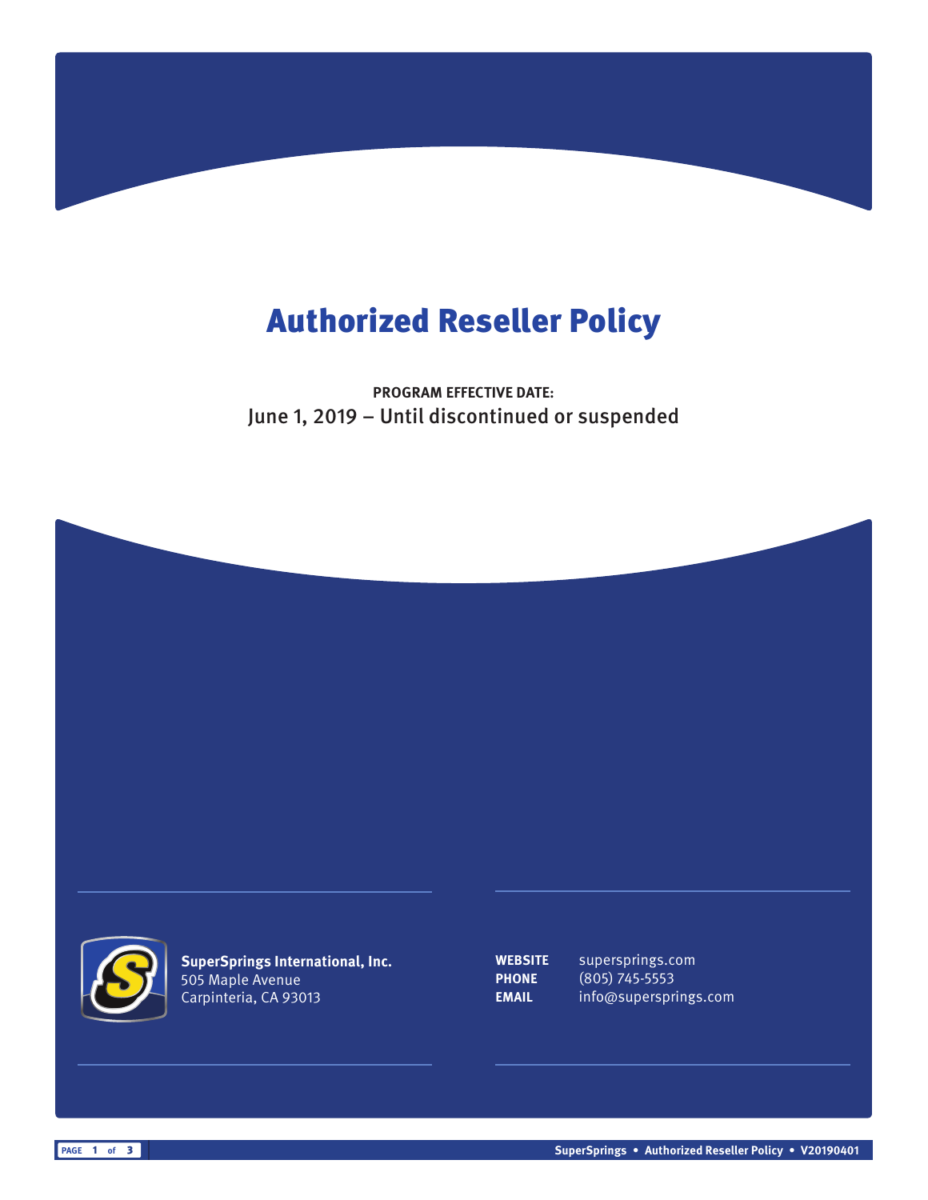# Authorized Reseller Policy

**PROGRAM EFFECTIVE DATE:**
June 1, 2019 – Until discontinued or suspended

**SuperSprings International, Inc.**
505 Maple Avenue
Carpinteria, CA 93013

**WEBSITE** supersprings.com
**PHONE** (805) 745-5553
**EMAIL** info@supersprings.com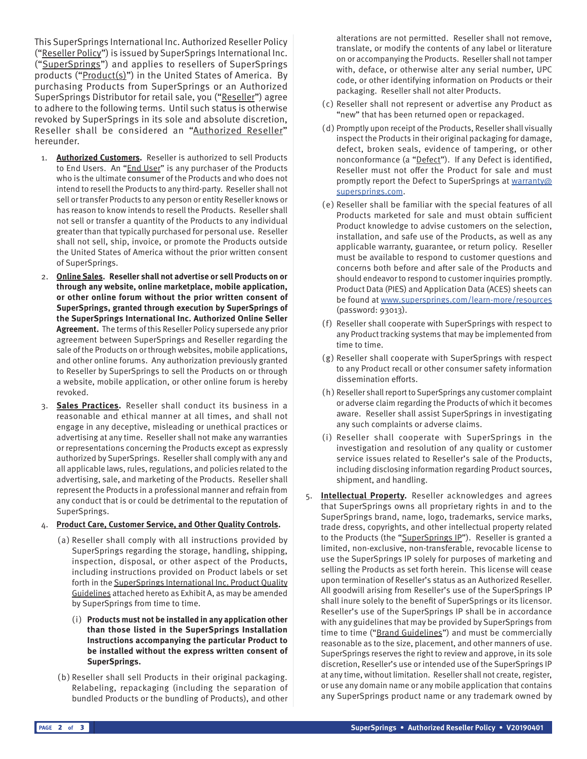This SuperSprings International Inc. Authorized Reseller Policy ("Reseller Policy") is issued by SuperSprings International Inc. ("SuperSprings") and applies to resellers of SuperSprings products ("Product(s)") in the United States of America. By purchasing Products from SuperSprings or an Authorized SuperSprings Distributor for retail sale, you ("Reseller") agree to adhere to the following terms. Until such status is otherwise revoked by SuperSprings in its sole and absolute discretion, Reseller shall be considered an "Authorized Reseller" hereunder.

1. **Authorized Customers.** Reseller is authorized to sell Products to End Users. An "End User" is any purchaser of the Products who is the ultimate consumer of the Products and who does not intend to resell the Products to any third-party. Reseller shall not sell or transfer Products to any person or entity Reseller knows or has reason to know intends to resell the Products. Reseller shall not sell or transfer a quantity of the Products to any individual greater than that typically purchased for personal use. Reseller shall not sell, ship, invoice, or promote the Products outside the United States of America without the prior written consent of SuperSprings.

2. **Online Sales. Reseller shall not advertise or sell Products on or through any website, online marketplace, mobile application, or other online forum without the prior written consent of SuperSprings, granted through execution by SuperSprings of the SuperSprings International Inc. Authorized Online Seller Agreement.** The terms of this Reseller Policy supersede any prior agreement between SuperSprings and Reseller regarding the sale of the Products on or through websites, mobile applications, and other online forums. Any authorization previously granted to Reseller by SuperSprings to sell the Products on or through a website, mobile application, or other online forum is hereby revoked.

3. **Sales Practices.** Reseller shall conduct its business in a reasonable and ethical manner at all times, and shall not engage in any deceptive, misleading or unethical practices or advertising at any time. Reseller shall not make any warranties or representations concerning the Products except as expressly authorized by SuperSprings. Reseller shall comply with any and all applicable laws, rules, regulations, and policies related to the advertising, sale, and marketing of the Products. Reseller shall represent the Products in a professional manner and refrain from any conduct that is or could be detrimental to the reputation of SuperSprings.

4. **Product Care, Customer Service, and Other Quality Controls.**

   (a) Reseller shall comply with all instructions provided by SuperSprings regarding the storage, handling, shipping, inspection, disposal, or other aspect of the Products, including instructions provided on Product labels or set forth in the SuperSprings International Inc. Product Quality Guidelines attached hereto as Exhibit A, as may be amended by SuperSprings from time to time.

      (i) **Products must not be installed in any application other than those listed in the SuperSprings Installation Instructions accompanying the particular Product to be installed without the express written consent of SuperSprings.**

   (b) Reseller shall sell Products in their original packaging. Relabeling, repackaging (including the separation of bundled Products or the bundling of Products), and other alterations are not permitted. Reseller shall not remove, translate, or modify the contents of any label or literature on or accompanying the Products. Reseller shall not tamper with, deface, or otherwise alter any serial number, UPC code, or other identifying information on Products or their packaging. Reseller shall not alter Products.

   (c) Reseller shall not represent or advertise any Product as "new" that has been returned open or repackaged.

   (d) Promptly upon receipt of the Products, Reseller shall visually inspect the Products in their original packaging for damage, defect, broken seals, evidence of tampering, or other nonconformance (a "Defect"). If any Defect is identified, Reseller must not offer the Product for sale and must promptly report the Defect to SuperSprings at warranty@superprings.com.

   (e) Reseller shall be familiar with the special features of all Products marketed for sale and must obtain sufficient Product knowledge to advise customers on the selection, installation, and safe use of the Products, as well as any applicable warranty, guarantee, or return policy. Reseller must be available to respond to customer questions and concerns both before and after sale of the Products and should endeavor to respond to customer inquiries promptly. Product Data (PIES) and Application Data (ACES) sheets can be found at www.supersprings.com/learn-more/resources (password: 93013).

   (f) Reseller shall cooperate with SuperSprings with respect to any Product tracking systems that may be implemented from time to time.

   (g) Reseller shall cooperate with SuperSprings with respect to any Product recall or other consumer safety information dissemination efforts.

   (h) Reseller shall report to SuperSprings any customer complaint or adverse claim regarding the Products of which it becomes aware. Reseller shall assist SuperSprings in investigating any such complaints or adverse claims.

   (i) Reseller shall cooperate with SuperSprings in the investigation and resolution of any quality or customer service issues related to Reseller's sale of the Products, including disclosing information regarding Product sources, shipment, and handling.

5. **Intellectual Property.** Reseller acknowledges and agrees that SuperSprings owns all proprietary rights in and to the SuperSprings brand, name, logo, trademarks, service marks, trade dress, copyrights, and other intellectual property related to the Products (the "SuperSprings IP"). Reseller is granted a limited, non-exclusive, non-transferable, revocable license to use the SuperSprings IP solely for purposes of marketing and selling the Products as set forth herein. This license will cease upon termination of Reseller's status as an Authorized Reseller. All goodwill arising from Reseller's use of the SuperSprings IP shall inure solely to the benefit of SuperSprings or its licensor. Reseller's use of the SuperSprings IP shall be in accordance with any guidelines that may be provided by SuperSprings from time to time ("Brand Guidelines") and must be commercially reasonable as to the size, placement, and other manners of use. SuperSprings reserves the right to review and approve, in its sole discretion, Reseller's use or intended use of the SuperSprings IP at any time, without limitation. Reseller shall not create, register, or use any domain name or any mobile application that contains any SuperSprings product name or any trademark owned by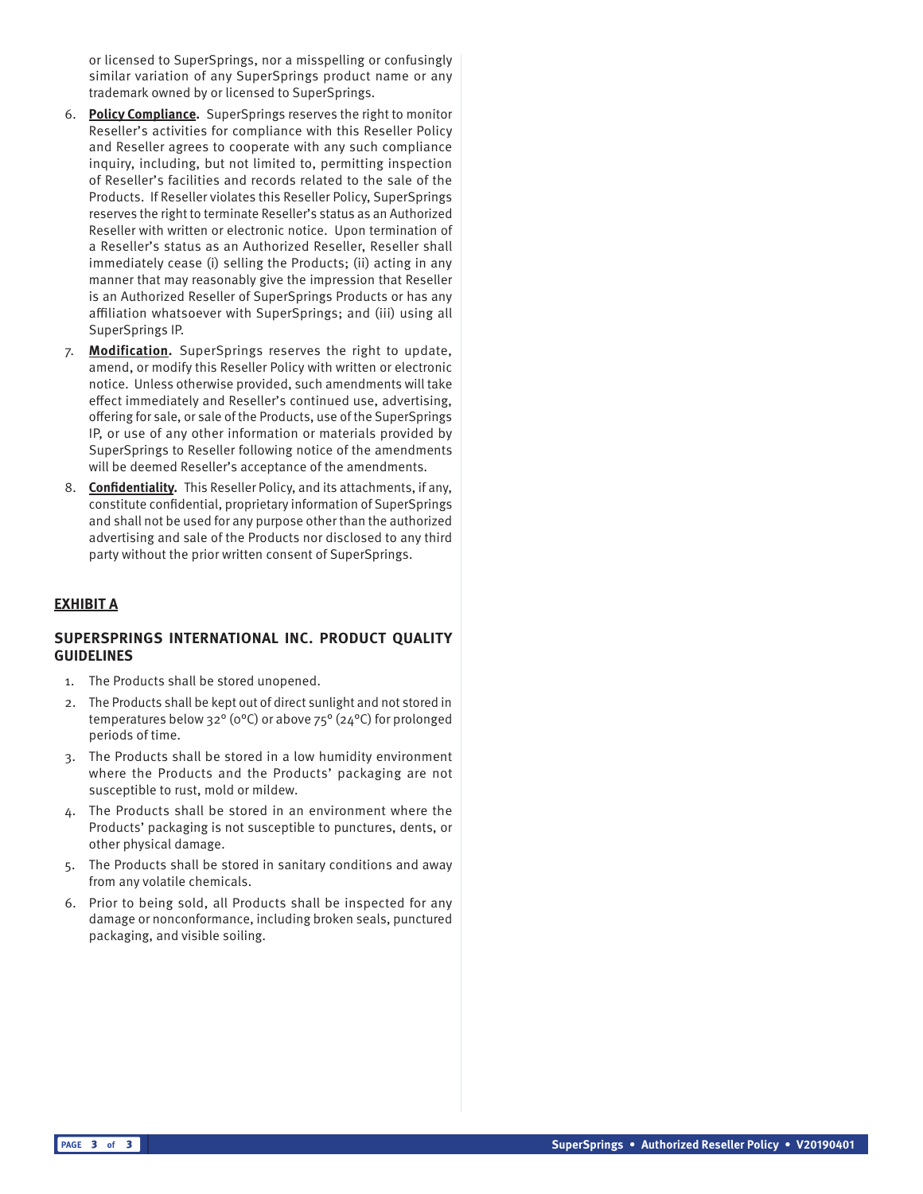or licensed to SuperSprings, nor a misspelling or confusingly similar variation of any SuperSprings product name or any trademark owned by or licensed to SuperSprings.

6. **Policy Compliance.** SuperSprings reserves the right to monitor Reseller's activities for compliance with this Reseller Policy and Reseller agrees to cooperate with any such compliance inquiry, including, but not limited to, permitting inspection of Reseller's facilities and records related to the sale of the Products. If Reseller violates this Reseller Policy, SuperSprings reserves the right to terminate Reseller's status as an Authorized Reseller with written or electronic notice. Upon termination of a Reseller's status as an Authorized Reseller, Reseller shall immediately cease (i) selling the Products; (ii) acting in any manner that may reasonably give the impression that Reseller is an Authorized Reseller of SuperSprings Products or has any affiliation whatsoever with SuperSprings; and (iii) using all SuperSprings IP.
7. **Modification.** SuperSprings reserves the right to update, amend, or modify this Reseller Policy with written or electronic notice. Unless otherwise provided, such amendments will take effect immediately and Reseller's continued use, advertising, offering for sale, or sale of the Products, use of the SuperSprings IP, or use of any other information or materials provided by SuperSprings to Reseller following notice of the amendments will be deemed Reseller's acceptance of the amendments.
8. **Confidentiality.** This Reseller Policy, and its attachments, if any, constitute confidential, proprietary information of SuperSprings and shall not be used for any purpose other than the authorized advertising and sale of the Products nor disclosed to any third party without the prior written consent of SuperSprings.

## EXHIBIT A

### SUPERSPRINGS INTERNATIONAL INC. PRODUCT QUALITY GUIDELINES

1. The Products shall be stored unopened.
2. The Products shall be kept out of direct sunlight and not stored in temperatures below 32° (0°C) or above 75° (24°C) for prolonged periods of time.
3. The Products shall be stored in a low humidity environment where the Products and the Products' packaging are not susceptible to rust, mold or mildew.
4. The Products shall be stored in an environment where the Products' packaging is not susceptible to punctures, dents, or other physical damage.
5. The Products shall be stored in sanitary conditions and away from any volatile chemicals.
6. Prior to being sold, all Products shall be inspected for any damage or nonconformance, including broken seals, punctured packaging, and visible soiling.